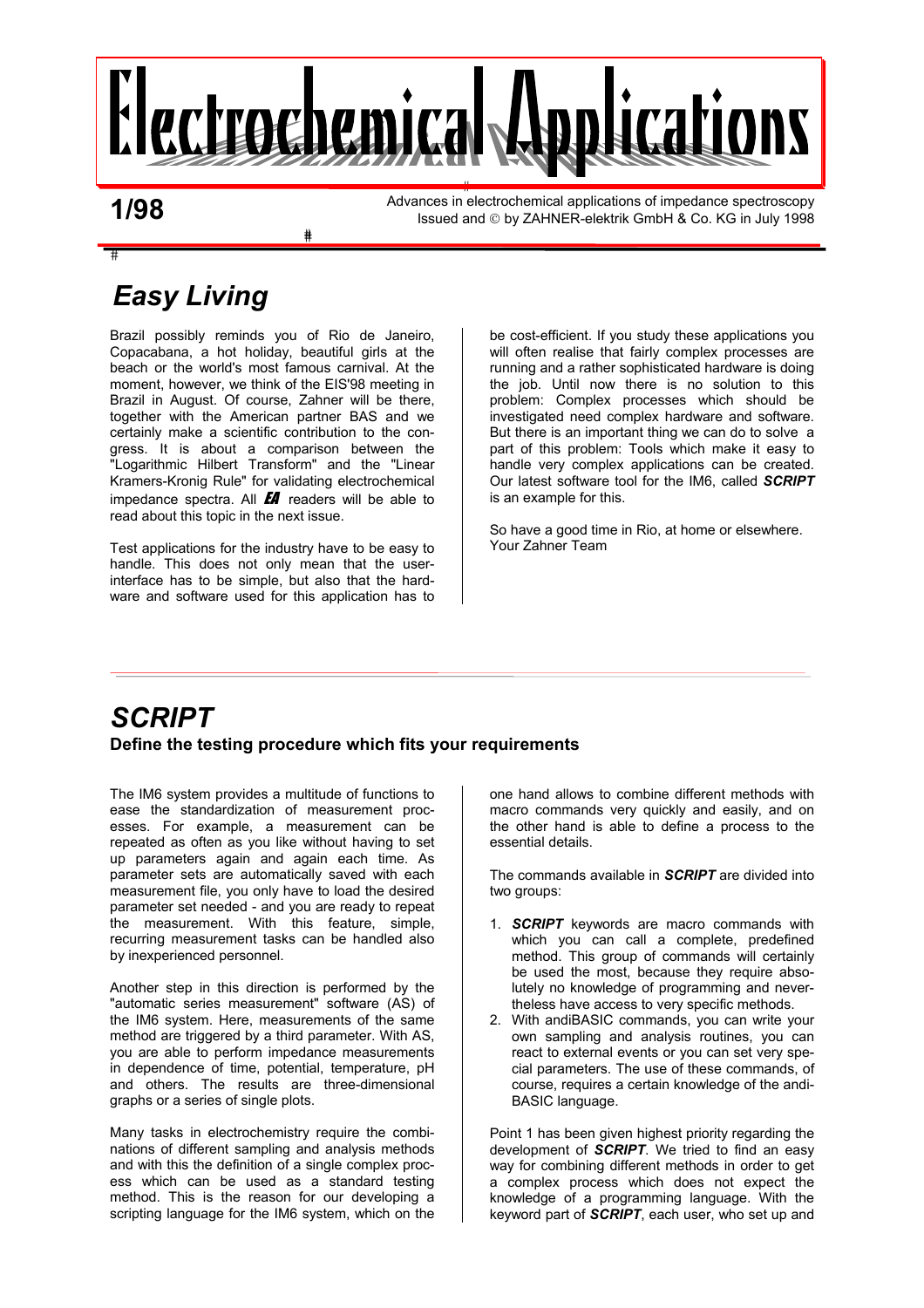# Electrochemical Applications

**1/98**

Advances in electrochemical applications of impedance spectroscopy
Issued and © by ZAHNER-elektrik GmbH & Co. KG in July 1998

## *Easy Living*

Brazil possibly reminds you of Rio de Janeiro, Copacabana, a hot holiday, beautiful girls at the beach or the world's most famous carnival. At the moment, however, we think of the EIS'98 meeting in Brazil in August. Of course, Zahner will be there, together with the American partner BAS and we certainly make a scientific contribution to the congress. It is about a comparison between the "Logarithmic Hilbert Transform" and the "Linear Kramers-Kronig Rule" for validating electrochemical impedance spectra. All ***EA*** readers will be able to read about this topic in the next issue.

Test applications for the industry have to be easy to handle. This does not only mean that the user-interface has to be simple, but also that the hardware and software used for this application has to be cost-efficient. If you study these applications you will often realise that fairly complex processes are running and a rather sophisticated hardware is doing the job. Until now there is no solution to this problem: Complex processes which should be investigated need complex hardware and software. But there is an important thing we can do to solve a part of this problem: Tools which make it easy to handle very complex applications can be created. Our latest software tool for the IM6, called ***SCRIPT*** is an example for this.

So have a good time in Rio, at home or elsewhere.
Your Zahner Team

## *SCRIPT*

### Define the testing procedure which fits your requirements

The IM6 system provides a multitude of functions to ease the standardization of measurement processes. For example, a measurement can be repeated as often as you like without having to set up parameters again and again each time. As parameter sets are automatically saved with each measurement file, you only have to load the desired parameter set needed - and you are ready to repeat the measurement. With this feature, simple, recurring measurement tasks can be handled also by inexperienced personnel.

Another step in this direction is performed by the "automatic series measurement" software (AS) of the IM6 system. Here, measurements of the same method are triggered by a third parameter. With AS, you are able to perform impedance measurements in dependence of time, potential, temperature, pH and others. The results are three-dimensional graphs or a series of single plots.

Many tasks in electrochemistry require the combinations of different sampling and analysis methods and with this the definition of a single complex process which can be used as a standard testing method. This is the reason for our developing a scripting language for the IM6 system, which on the one hand allows to combine different methods with macro commands very quickly and easily, and on the other hand is able to define a process to the essential details.

The commands available in ***SCRIPT*** are divided into two groups:

1. ***SCRIPT*** keywords are macro commands with which you can call a complete, predefined method. This group of commands will certainly be used the most, because they require absolutely no knowledge of programming and nevertheless have access to very specific methods.
2. With andiBASIC commands, you can write your own sampling and analysis routines, you can react to external events or you can set very special parameters. The use of these commands, of course, requires a certain knowledge of the andiBASIC language.

Point 1 has been given highest priority regarding the development of ***SCRIPT***. We tried to find an easy way for combining different methods in order to get a complex process which does not expect the knowledge of a programming language. With the keyword part of ***SCRIPT***, each user, who set up and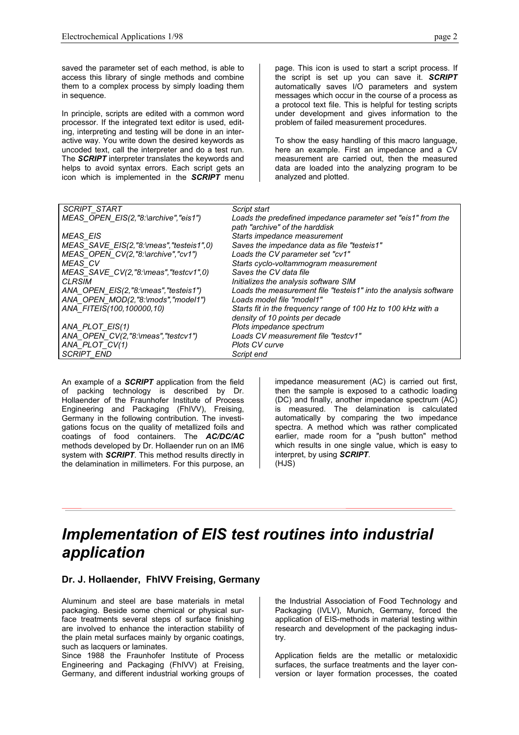saved the parameter set of each method, is able to access this library of single methods and combine them to a complex process by simply loading them in sequence.

In principle, scripts are edited with a common word processor. If the integrated text editor is used, editing, interpreting and testing will be done in an interactive way. You write down the desired keywords as uncoded text, call the interpreter and do a test run. The ***SCRIPT*** interpreter translates the keywords and helps to avoid syntax errors. Each script gets an icon which is implemented in the ***SCRIPT*** menu page. This icon is used to start a script process. If the script is set up you can save it. ***SCRIPT*** automatically saves I/O parameters and system messages which occur in the course of a process as a protocol text file. This is helpful for testing scripts under development and gives information to the problem of failed measurement procedures.

To show the easy handling of this macro language, here an example. First an impedance and a CV measurement are carried out, then the measured data are loaded into the analyzing program to be analyzed and plotted.

| | |
|---|---|
| *SCRIPT_START* | *Script start* |
| *MEAS_OPEN_EIS(2,"8:\archive","eis1")* | *Loads the predefined impedance parameter set "eis1" from the path "archive" of the harddisk* |
| *MEAS_EIS* | *Starts impedance measurement* |
| *MEAS_SAVE_EIS(2,"8:\meas","testeis1",0)* | *Saves the impedance data as file "testeis1"* |
| *MEAS_OPEN_CV(2,"8:\archive","cv1")* | *Loads the CV parameter set "cv1"* |
| *MEAS_CV* | *Starts cyclo-voltammogram measurement* |
| *MEAS_SAVE_CV(2,"8:\meas","testcv1",0)* | *Saves the CV data file* |
| *CLRSIM* | *Initializes the analysis software SIM* |
| *ANA_OPEN_EIS(2,"8:\meas","testeis1")* | *Loads the measurement file "testeis1" into the analysis software* |
| *ANA_OPEN_MOD(2,"8:\mods","model1")* | *Loads model file "model1"* |
| *ANA_FITEIS(100,100000,10)* | *Starts fit in the frequency range of 100 Hz to 100 kHz with a density of 10 points per decade* |
| *ANA_PLOT_EIS(1)* | *Plots impedance spectrum* |
| *ANA_OPEN_CV(2,"8:\meas","testcv1")* | *Loads CV measurement file "testcv1"* |
| *ANA_PLOT_CV(1)* | *Plots CV curve* |
| *SCRIPT_END* | *Script end* |

An example of a ***SCRIPT*** application from the field of packing technology is described by Dr. Hollaender of the Fraunhofer Institute of Process Engineering and Packaging (FhIVV), Freising, Germany in the following contribution. The investigations focus on the quality of metallized foils and coatings of food containers. The ***AC/DC/AC*** methods developed by Dr. Hollaender run on an IM6 system with ***SCRIPT***. This method results directly in the delamination in millimeters. For this purpose, an impedance measurement (AC) is carried out first, then the sample is exposed to a cathodic loading (DC) and finally, another impedance spectrum (AC) is measured. The delamination is calculated automatically by comparing the two impedance spectra. A method which was rather complicated earlier, made room for a "push button" method which results in one single value, which is easy to interpret, by using ***SCRIPT***.
(HJS)

# *Implementation of EIS test routines into industrial application*

### **Dr. J. Hollaender, FhIVV Freising, Germany**

Aluminum and steel are base materials in metal packaging. Beside some chemical or physical surface treatments several steps of surface finishing are involved to enhance the interaction stability of the plain metal surfaces mainly by organic coatings, such as lacquers or laminates.
Since 1988 the Fraunhofer Institute of Process Engineering and Packaging (FhIVV) at Freising, Germany, and different industrial working groups of the Industrial Association of Food Technology and Packaging (IVLV), Munich, Germany, forced the application of EIS-methods in material testing within research and development of the packaging industry.

Application fields are the metallic or metaloxidic surfaces, the surface treatments and the layer conversion or layer formation processes, the coated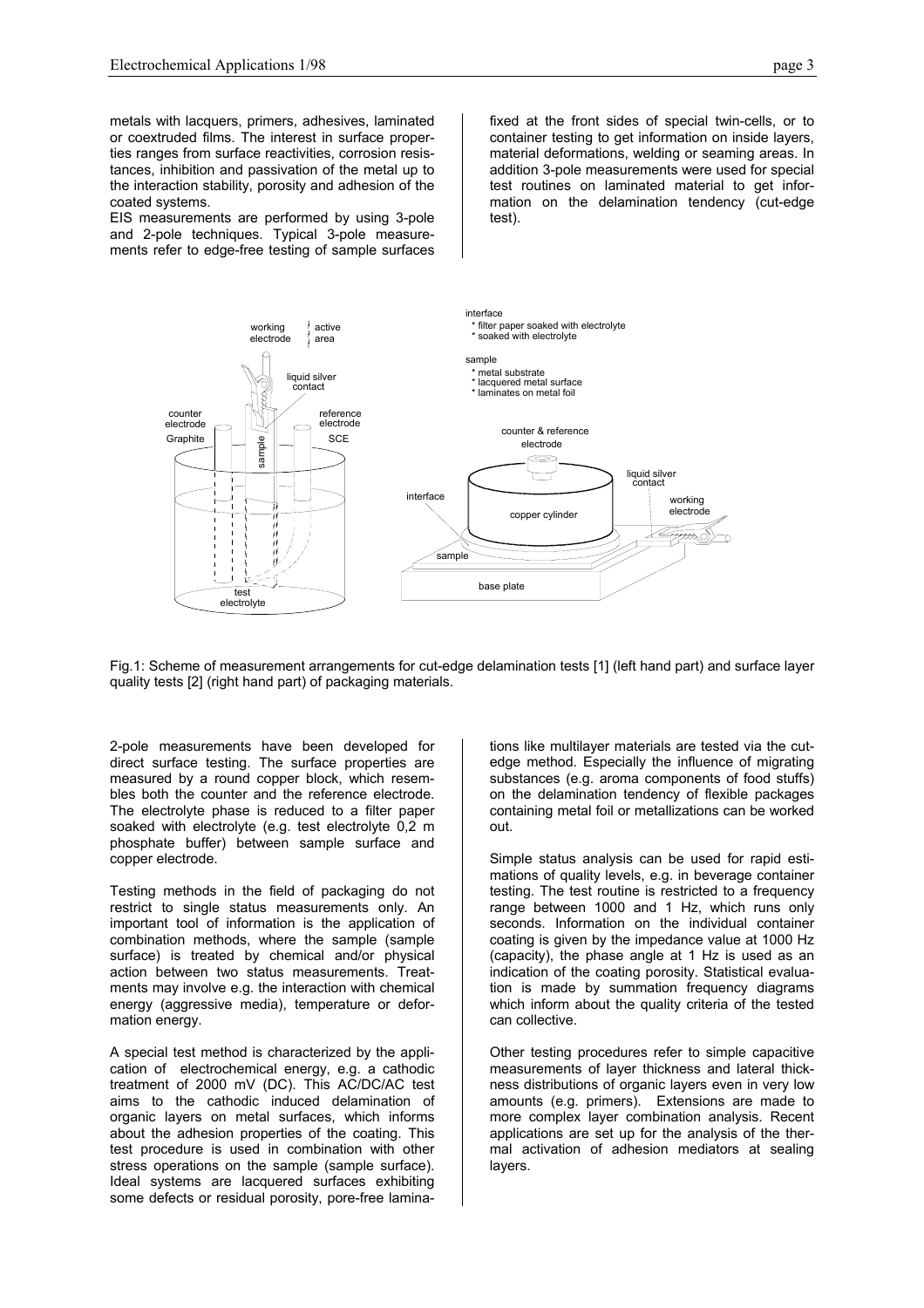metals with lacquers, primers, adhesives, laminated or coextruded films. The interest in surface properties ranges from surface reactivities, corrosion resistances, inhibition and passivation of the metal up to the interaction stability, porosity and adhesion of the coated systems.

EIS measurements are performed by using 3-pole and 2-pole techniques. Typical 3-pole measurements refer to edge-free testing of sample surfaces fixed at the front sides of special twin-cells, or to container testing to get information on inside layers, material deformations, welding or seaming areas. In addition 3-pole measurements were used for special test routines on laminated material to get information on the delamination tendency (cut-edge test).

Fig.1: Scheme of measurement arrangements for cut-edge delamination tests [1] (left hand part) and surface layer quality tests [2] (right hand part) of packaging materials.

2-pole measurements have been developed for direct surface testing. The surface properties are measured by a round copper block, which resembles both the counter and the reference electrode. The electrolyte phase is reduced to a filter paper soaked with electrolyte (e.g. test electrolyte 0,2 m phosphate buffer) between sample surface and copper electrode.

Testing methods in the field of packaging do not restrict to single status measurements only. An important tool of information is the application of combination methods, where the sample (sample surface) is treated by chemical and/or physical action between two status measurements. Treatments may involve e.g. the interaction with chemical energy (aggressive media), temperature or deformation energy.

A special test method is characterized by the application of electrochemical energy, e.g. a cathodic treatment of 2000 mV (DC). This AC/DC/AC test aims to the cathodic induced delamination of organic layers on metal surfaces, which informs about the adhesion properties of the coating. This test procedure is used in combination with other stress operations on the sample (sample surface). Ideal systems are lacquered surfaces exhibiting some defects or residual porosity, pore-free laminations like multilayer materials are tested via the cut-edge method. Especially the influence of migrating substances (e.g. aroma components of food stuffs) on the delamination tendency of flexible packages containing metal foil or metallizations can be worked out.

Simple status analysis can be used for rapid estimations of quality levels, e.g. in beverage container testing. The test routine is restricted to a frequency range between 1000 and 1 Hz, which runs only seconds. Information on the individual container coating is given by the impedance value at 1000 Hz (capacity), the phase angle at 1 Hz is used as an indication of the coating porosity. Statistical evaluation is made by summation frequency diagrams which inform about the quality criteria of the tested can collective.

Other testing procedures refer to simple capacitive measurements of layer thickness and lateral thickness distributions of organic layers even in very low amounts (e.g. primers). Extensions are made to more complex layer combination analysis. Recent applications are set up for the analysis of the thermal activation of adhesion mediators at sealing layers.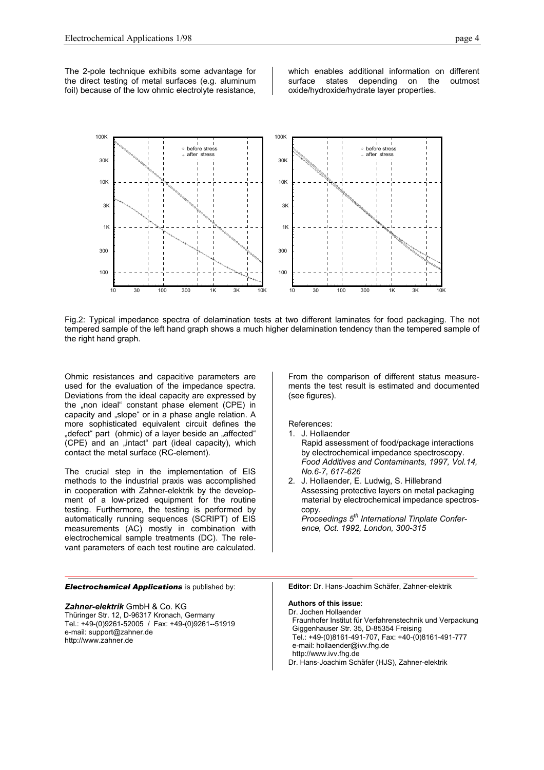The 2-pole technique exhibits some advantage for the direct testing of metal surfaces (e.g. aluminum foil) because of the low ohmic electrolyte resistance, which enables additional information on different surface states depending on the outmost oxide/hydroxide/hydrate layer properties.

100K
30K
10K
3K
1K
300
100
10 30 100 300 1K 3K 10K
◇ before stress
+ after stress

100K
30K
10K
3K
1K
300
100
10 30 100 300 1K 3K 10K
◇ before stress
+ after stress

Fig.2: Typical impedance spectra of delamination tests at two different laminates for food packaging. The not tempered sample of the left hand graph shows a much higher delamination tendency than the tempered sample of the right hand graph.

Ohmic resistances and capacitive parameters are used for the evaluation of the impedance spectra. Deviations from the ideal capacity are expressed by the „non ideal" constant phase element (CPE) in capacity and „slope" or in a phase angle relation. A more sophisticated equivalent circuit defines the „defect" part (ohmic) of a layer beside an „affected" (CPE) and an „intact" part (ideal capacity), which contact the metal surface (RC-element).

The crucial step in the implementation of EIS methods to the industrial praxis was accomplished in cooperation with Zahner-elektrik by the development of a low-prized equipment for the routine testing. Furthermore, the testing is performed by automatically running sequences (SCRIPT) of EIS measurements (AC) mostly in combination with electrochemical sample treatments (DC). The relevant parameters of each test routine are calculated.

From the comparison of different status measurements the test result is estimated and documented (see figures).

References:

1. J. Hollaender
   Rapid assessment of food/package interactions by electrochemical impedance spectroscopy.
   *Food Additives and Contaminants, 1997, Vol.14, No.6-7, 617-626*
2. J. Hollaender, E. Ludwig, S. Hillebrand
   Assessing protective layers on metal packaging material by electrochemical impedance spectroscopy.
   *Proceedings 5th International Tinplate Conference, Oct. 1992, London, 300-315*

***Electrochemical Applications*** is published by:

***Zahner-elektrik*** GmbH & Co. KG
Thüringer Str. 12, D-96317 Kronach, Germany
Tel.: +49-(0)9261-52005 / Fax: +49-(0)9261--51919
e-mail: support@zahner.de
http://www.zahner.de

**Editor**: Dr. Hans-Joachim Schäfer, Zahner-elektrik

**Authors of this issue**:
Dr. Jochen Hollaender
Fraunhofer Institut für Verfahrenstechnik und Verpackung
Giggenhauser Str. 35, D-85354 Freising
Tel.: +49-(0)8161-491-707, Fax: +40-(0)8161-491-777
e-mail: hollaender@ivv.fhg.de
http://www.ivv.fhg.de
Dr. Hans-Joachim Schäfer (HJS), Zahner-elektrik